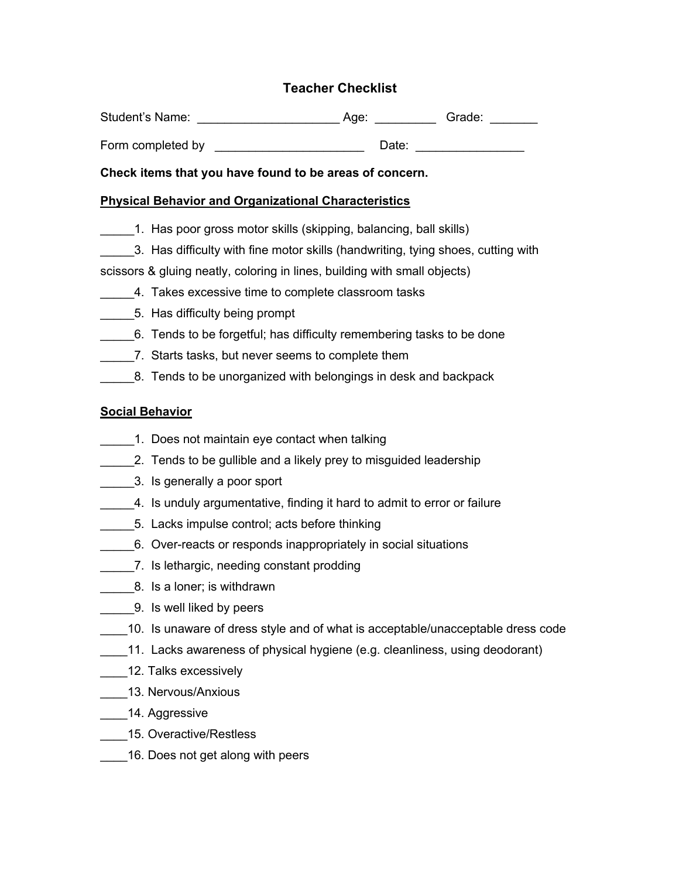# Teacher Checklist

Student's Name: ____________________ Age: _________ Grade: _______

Form completed by _____________________ Date: ________________

**Check items that you have found to be areas of concern.**

**Physical Behavior and Organizational Characteristics**

_____1. Has poor gross motor skills (skipping, balancing, ball skills)

_____3. Has difficulty with fine motor skills (handwriting, tying shoes, cutting with scissors & gluing neatly, coloring in lines, building with small objects)

_____4. Takes excessive time to complete classroom tasks

_____5. Has difficulty being prompt

_____6. Tends to be forgetful; has difficulty remembering tasks to be done

_____7. Starts tasks, but never seems to complete them

_____8. Tends to be unorganized with belongings in desk and backpack

**Social Behavior**

_____1. Does not maintain eye contact when talking

_____2. Tends to be gullible and a likely prey to misguided leadership

_____3. Is generally a poor sport

_____4. Is unduly argumentative, finding it hard to admit to error or failure

_____5. Lacks impulse control; acts before thinking

_____6. Over-reacts or responds inappropriately in social situations

_____7. Is lethargic, needing constant prodding

_____8. Is a loner; is withdrawn

_____9. Is well liked by peers

____10. Is unaware of dress style and of what is acceptable/unacceptable dress code

____11. Lacks awareness of physical hygiene (e.g. cleanliness, using deodorant)

____12. Talks excessively

____13. Nervous/Anxious

____14. Aggressive

____15. Overactive/Restless

____16. Does not get along with peers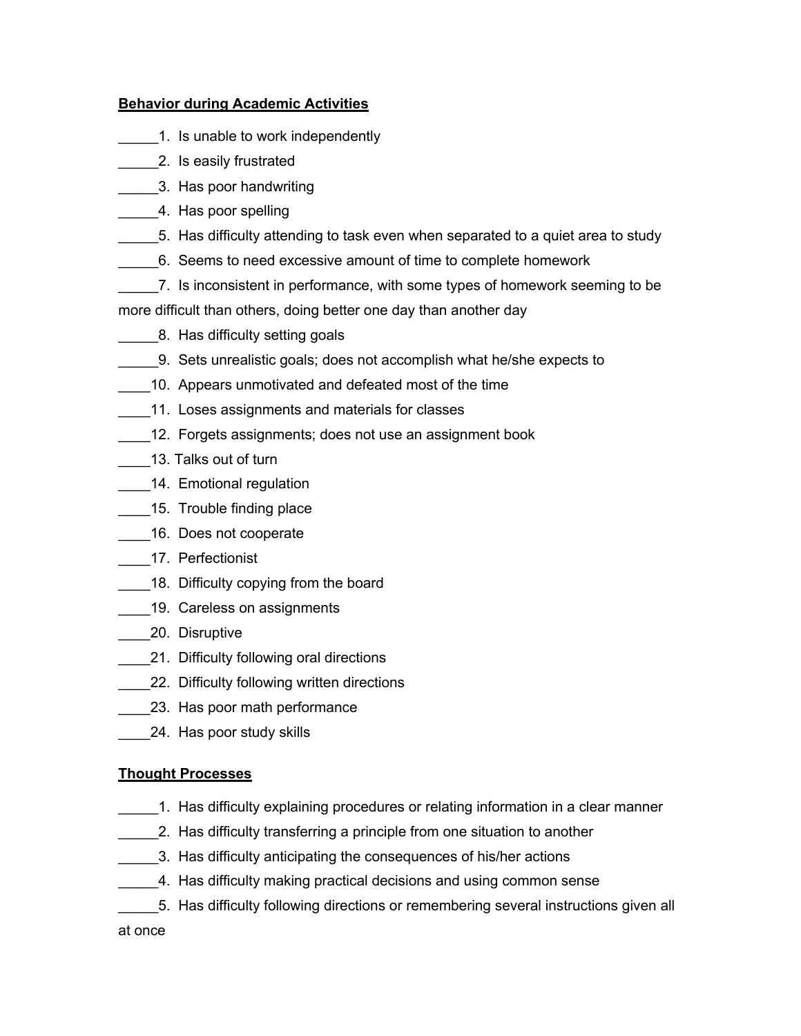**Behavior during Academic Activities**

_____1. Is unable to work independently

_____2. Is easily frustrated

_____3. Has poor handwriting

_____4. Has poor spelling

_____5. Has difficulty attending to task even when separated to a quiet area to study

_____6. Seems to need excessive amount of time to complete homework

_____7. Is inconsistent in performance, with some types of homework seeming to be more difficult than others, doing better one day than another day

_____8. Has difficulty setting goals

_____9. Sets unrealistic goals; does not accomplish what he/she expects to

____10. Appears unmotivated and defeated most of the time

____11. Loses assignments and materials for classes

____12. Forgets assignments; does not use an assignment book

____13. Talks out of turn

____14. Emotional regulation

____15. Trouble finding place

____16. Does not cooperate

____17. Perfectionist

____18. Difficulty copying from the board

____19. Careless on assignments

____20. Disruptive

____21. Difficulty following oral directions

____22. Difficulty following written directions

____23. Has poor math performance

____24. Has poor study skills

**Thought Processes**

_____1. Has difficulty explaining procedures or relating information in a clear manner

_____2. Has difficulty transferring a principle from one situation to another

_____3. Has difficulty anticipating the consequences of his/her actions

_____4. Has difficulty making practical decisions and using common sense

_____5. Has difficulty following directions or remembering several instructions given all at once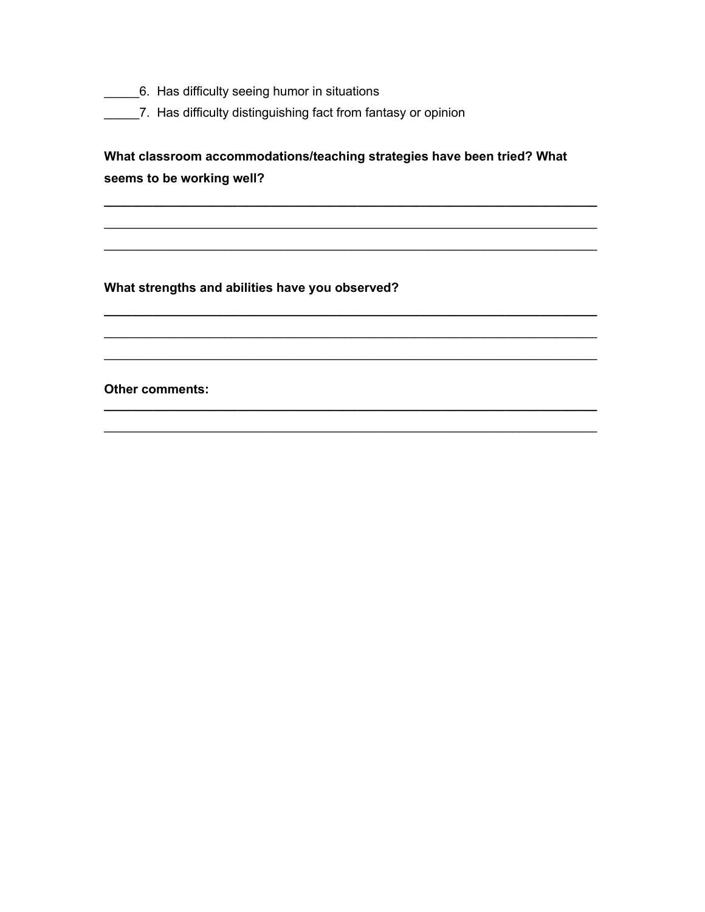_____6. Has difficulty seeing humor in situations

_____7. Has difficulty distinguishing fact from fantasy or opinion

**What classroom accommodations/teaching strategies have been tried? What seems to be working well?**

______________________________________________________________________

______________________________________________________________________

______________________________________________________________________

**What strengths and abilities have you observed?**

______________________________________________________________________

______________________________________________________________________

______________________________________________________________________

**Other comments:**

______________________________________________________________________

______________________________________________________________________